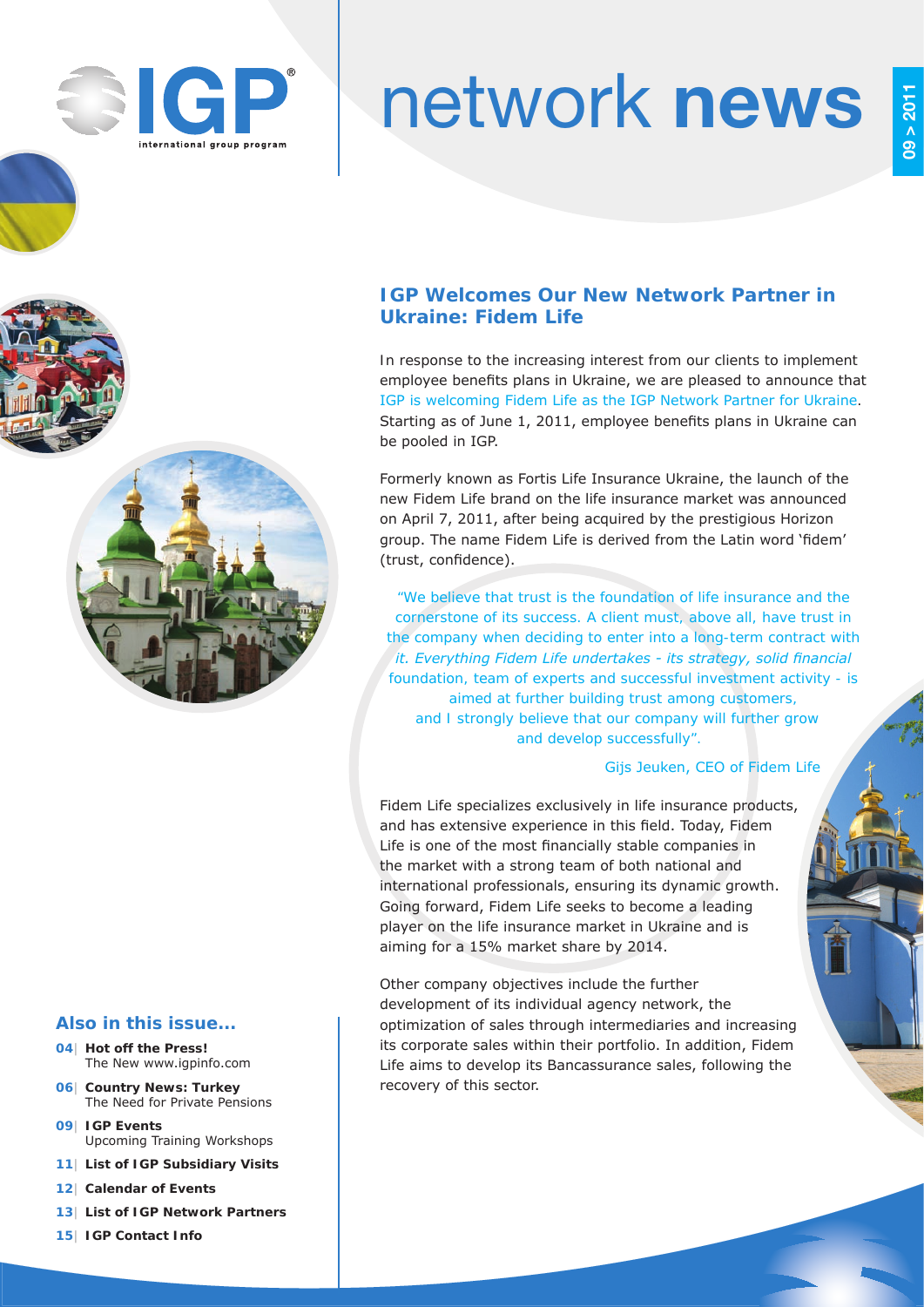# network **news**

09 > 2011

## IGP Welcomes Our New Network Partner in Ukraine: Fidem Life

In response to the increasing interest from our clients to implement employee benefits plans in Ukraine, we are pleased to announce that IGP is welcoming Fidem Life as the IGP Network Partner for Ukraine. Starting as of June 1, 2011, employee benefits plans in Ukraine can be pooled in IGP.

Formerly known as Fortis Life Insurance Ukraine, the launch of the new Fidem Life brand on the life insurance market was announced on April 7, 2011, after being acquired by the prestigious Horizon group. The name Fidem Life is derived from the Latin word 'fidem' (trust, confidence).

> "We believe that trust is the foundation of life insurance and the cornerstone of its success. A client must, above all, have trust in the company when deciding to enter into a long-term contract with it. *Everything Fidem Life undertakes - its strategy, solid financial* foundation, team of experts and successful investment activity - is aimed at further building trust among customers, and I strongly believe that our company will further grow and develop successfully".
>
> Gijs Jeuken, CEO of Fidem Life

Fidem Life specializes exclusively in life insurance products, and has extensive experience in this field. Today, Fidem Life is one of the most financially stable companies in the market with a strong team of both national and international professionals, ensuring its dynamic growth. Going forward, Fidem Life seeks to become a leading player on the life insurance market in Ukraine and is aiming for a 15% market share by 2014.

Other company objectives include the further development of its individual agency network, the optimization of sales through intermediaries and increasing its corporate sales within their portfolio. In addition, Fidem Life aims to develop its Bancassurance sales, following the recovery of this sector.

### Also in this issue...

- **04| Hot off the Press!**
  The New www.igpinfo.com
- **06| Country News: Turkey**
  The Need for Private Pensions
- **09| IGP Events**
  Upcoming Training Workshops
- **11| List of IGP Subsidiary Visits**
- **12| Calendar of Events**
- **13| List of IGP Network Partners**
- **15| IGP Contact Info**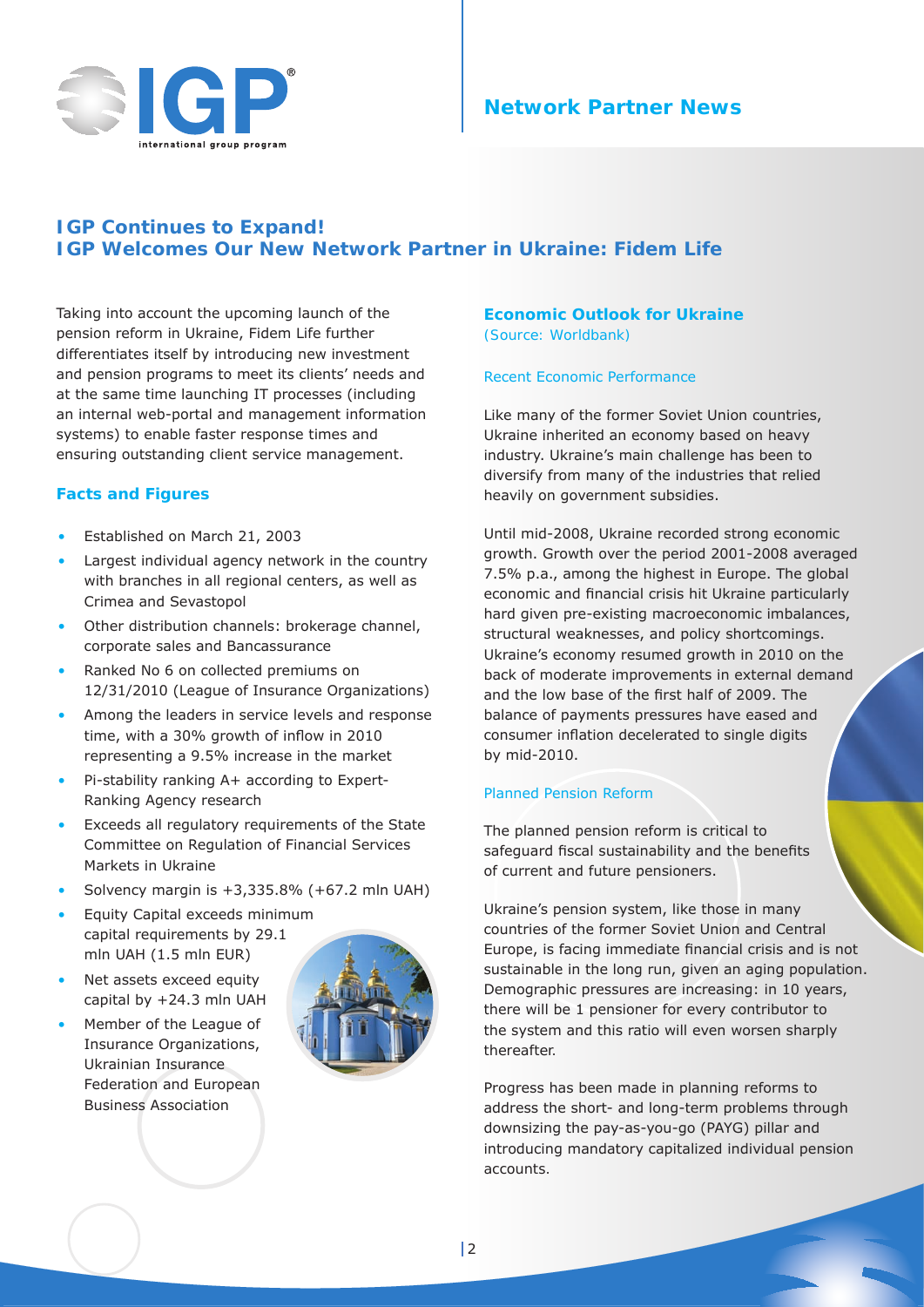# IGP Continues to Expand!
# IGP Welcomes Our New Network Partner in Ukraine: Fidem Life

Taking into account the upcoming launch of the pension reform in Ukraine, Fidem Life further differentiates itself by introducing new investment and pension programs to meet its clients' needs and at the same time launching IT processes (including an internal web-portal and management information systems) to enable faster response times and ensuring outstanding client service management.

## Facts and Figures

- Established on March 21, 2003
- Largest individual agency network in the country with branches in all regional centers, as well as Crimea and Sevastopol
- Other distribution channels: brokerage channel, corporate sales and Bancassurance
- Ranked No 6 on collected premiums on 12/31/2010 (League of Insurance Organizations)
- Among the leaders in service levels and response time, with a 30% growth of inflow in 2010 representing a 9.5% increase in the market
- Pi-stability ranking A+ according to Expert-Ranking Agency research
- Exceeds all regulatory requirements of the State Committee on Regulation of Financial Services Markets in Ukraine
- Solvency margin is +3,335.8% (+67.2 mln UAH)
- Equity Capital exceeds minimum capital requirements by 29.1 mln UAH (1.5 mln EUR)
- Net assets exceed equity capital by +24.3 mln UAH
- Member of the League of Insurance Organizations, Ukrainian Insurance Federation and European Business Association

## Economic Outlook for Ukraine

(Source: Worldbank)

### Recent Economic Performance

Like many of the former Soviet Union countries, Ukraine inherited an economy based on heavy industry. Ukraine's main challenge has been to diversify from many of the industries that relied heavily on government subsidies.

Until mid-2008, Ukraine recorded strong economic growth. Growth over the period 2001-2008 averaged 7.5% p.a., among the highest in Europe. The global economic and financial crisis hit Ukraine particularly hard given pre-existing macroeconomic imbalances, structural weaknesses, and policy shortcomings. Ukraine's economy resumed growth in 2010 on the back of moderate improvements in external demand and the low base of the first half of 2009. The balance of payments pressures have eased and consumer inflation decelerated to single digits by mid-2010.

### Planned Pension Reform

The planned pension reform is critical to safeguard fiscal sustainability and the benefits of current and future pensioners.

Ukraine's pension system, like those in many countries of the former Soviet Union and Central Europe, is facing immediate financial crisis and is not sustainable in the long run, given an aging population. Demographic pressures are increasing: in 10 years, there will be 1 pensioner for every contributor to the system and this ratio will even worsen sharply thereafter.

Progress has been made in planning reforms to address the short- and long-term problems through downsizing the pay-as-you-go (PAYG) pillar and introducing mandatory capitalized individual pension accounts.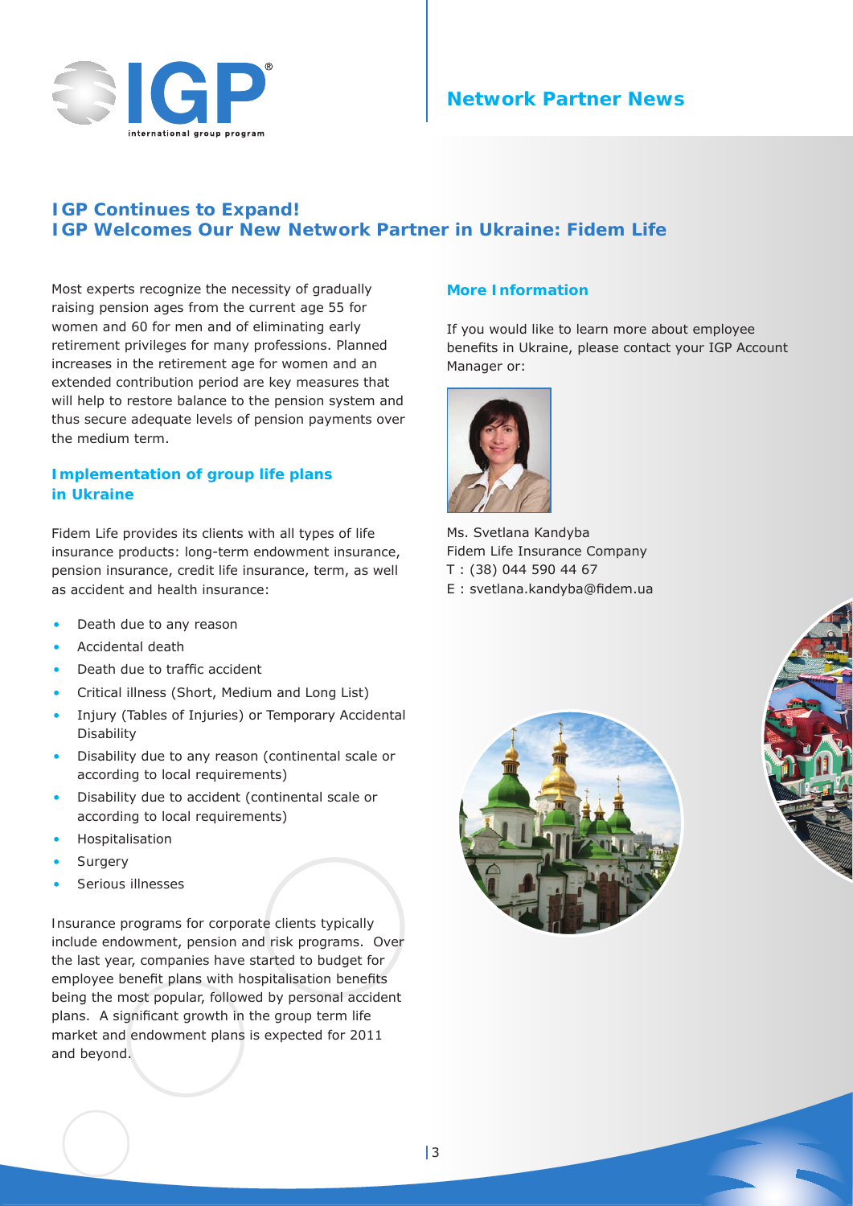## Network Partner News

# IGP Continues to Expand!
# IGP Welcomes Our New Network Partner in Ukraine: Fidem Life

Most experts recognize the necessity of gradually raising pension ages from the current age 55 for women and 60 for men and of eliminating early retirement privileges for many professions. Planned increases in the retirement age for women and an extended contribution period are key measures that will help to restore balance to the pension system and thus secure adequate levels of pension payments over the medium term.

### Implementation of group life plans in Ukraine

Fidem Life provides its clients with all types of life insurance products: long-term endowment insurance, pension insurance, credit life insurance, term, as well as accident and health insurance:

- Death due to any reason
- Accidental death
- Death due to traffic accident
- Critical illness (Short, Medium and Long List)
- Injury (Tables of Injuries) or Temporary Accidental Disability
- Disability due to any reason (continental scale or according to local requirements)
- Disability due to accident (continental scale or according to local requirements)
- Hospitalisation
- Surgery
- Serious illnesses

Insurance programs for corporate clients typically include endowment, pension and risk programs. Over the last year, companies have started to budget for employee benefit plans with hospitalisation benefits being the most popular, followed by personal accident plans. A significant growth in the group term life market and endowment plans is expected for 2011 and beyond.

### More Information

If you would like to learn more about employee benefits in Ukraine, please contact your IGP Account Manager or:

Ms. Svetlana Kandyba
Fidem Life Insurance Company
T : (38) 044 590 44 67
E : svetlana.kandyba@fidem.ua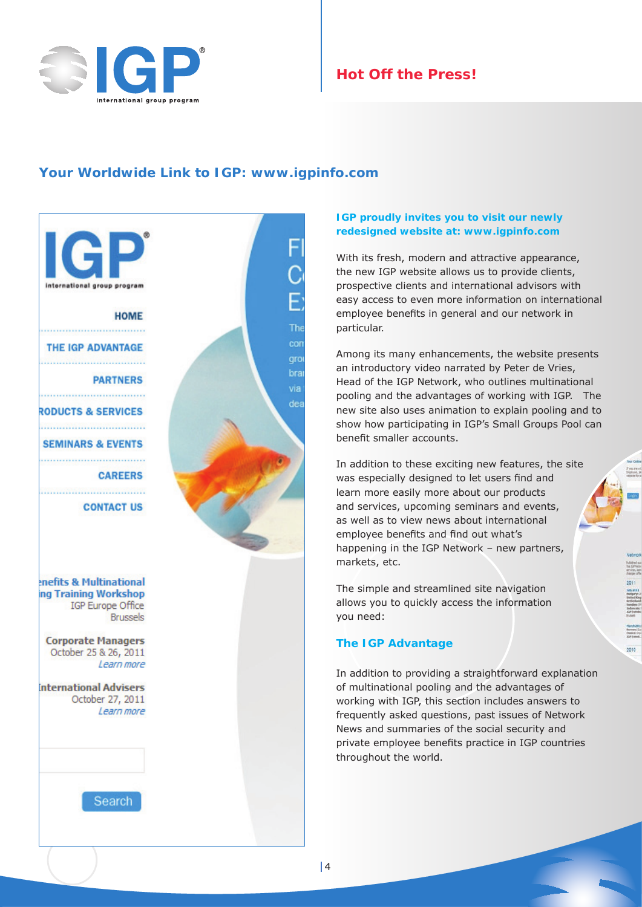## Hot Off the Press!

## Your Worldwide Link to IGP: www.igpinfo.com

**IGP proudly invites you to visit our newly redesigned website at: www.igpinfo.com**

With its fresh, modern and attractive appearance, the new IGP website allows us to provide clients, prospective clients and international advisors with easy access to even more information on international employee benefits in general and our network in particular.

Among its many enhancements, the website presents an introductory video narrated by Peter de Vries, Head of the IGP Network, who outlines multinational pooling and the advantages of working with IGP. The new site also uses animation to explain pooling and to show how participating in IGP's Small Groups Pool can benefit smaller accounts.

In addition to these exciting new features, the site was especially designed to let users find and learn more easily more about our products and services, upcoming seminars and events, as well as to view news about international employee benefits and find out what's happening in the IGP Network – new partners, markets, etc.

The simple and streamlined site navigation allows you to quickly access the information you need:

### The IGP Advantage

In addition to providing a straightforward explanation of multinational pooling and the advantages of working with IGP, this section includes answers to frequently asked questions, past issues of Network News and summaries of the social security and private employee benefits practice in IGP countries throughout the world.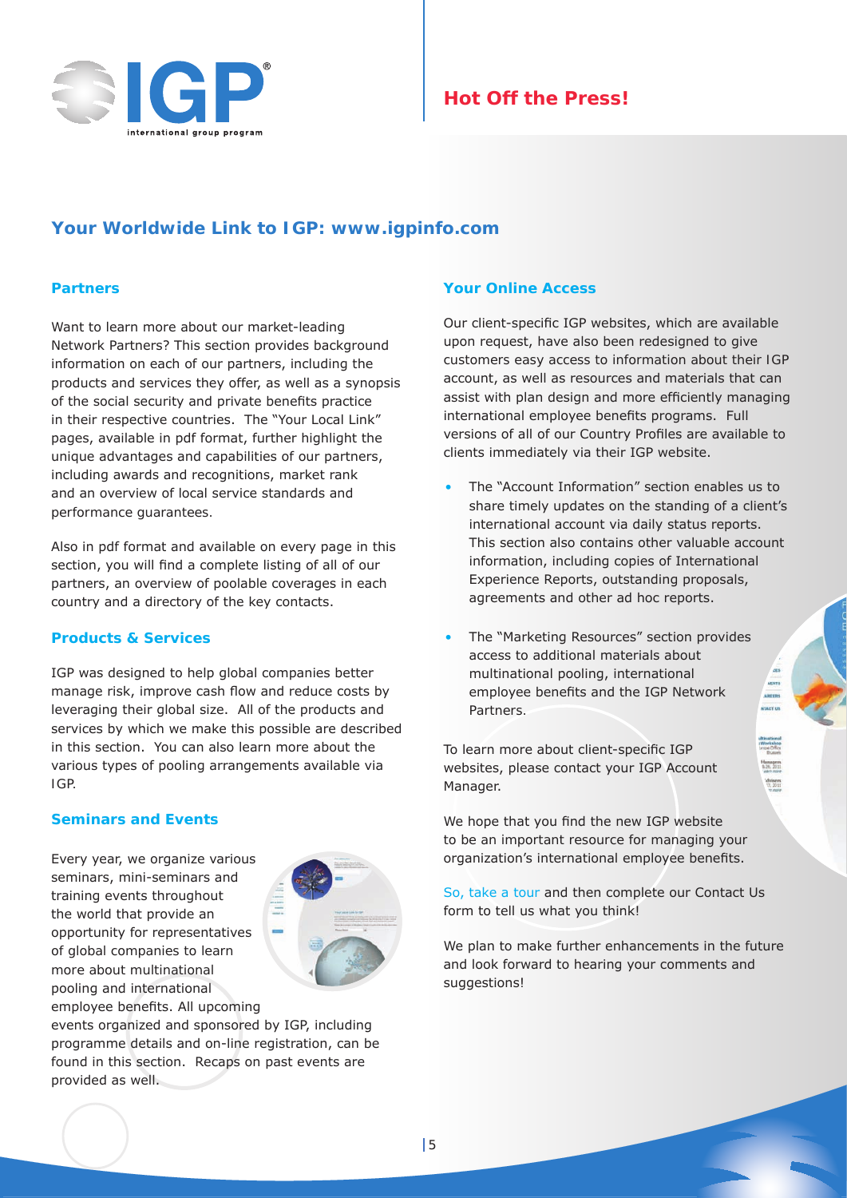## Hot Off the Press!

# Your Worldwide Link to IGP: www.igpinfo.com

### Partners

Want to learn more about our market-leading Network Partners? This section provides background information on each of our partners, including the products and services they offer, as well as a synopsis of the social security and private benefits practice in their respective countries. The "Your Local Link" pages, available in pdf format, further highlight the unique advantages and capabilities of our partners, including awards and recognitions, market rank and an overview of local service standards and performance guarantees.

Also in pdf format and available on every page in this section, you will find a complete listing of all of our partners, an overview of poolable coverages in each country and a directory of the key contacts.

### Products & Services

IGP was designed to help global companies better manage risk, improve cash flow and reduce costs by leveraging their global size. All of the products and services by which we make this possible are described in this section. You can also learn more about the various types of pooling arrangements available via IGP.

### Seminars and Events

Every year, we organize various seminars, mini-seminars and training events throughout the world that provide an opportunity for representatives of global companies to learn more about multinational pooling and international employee benefits. All upcoming events organized and sponsored by IGP, including programme details and on-line registration, can be found in this section. Recaps on past events are provided as well.

### Your Online Access

Our client-specific IGP websites, which are available upon request, have also been redesigned to give customers easy access to information about their IGP account, as well as resources and materials that can assist with plan design and more efficiently managing international employee benefits programs. Full versions of all of our Country Profiles are available to clients immediately via their IGP website.

- The "Account Information" section enables us to share timely updates on the standing of a client's international account via daily status reports. This section also contains other valuable account information, including copies of International Experience Reports, outstanding proposals, agreements and other ad hoc reports.
- The "Marketing Resources" section provides access to additional materials about multinational pooling, international employee benefits and the IGP Network Partners.

To learn more about client-specific IGP websites, please contact your IGP Account Manager.

We hope that you find the new IGP website to be an important resource for managing your organization's international employee benefits.

So, take a tour and then complete our Contact Us form to tell us what you think!

We plan to make further enhancements in the future and look forward to hearing your comments and suggestions!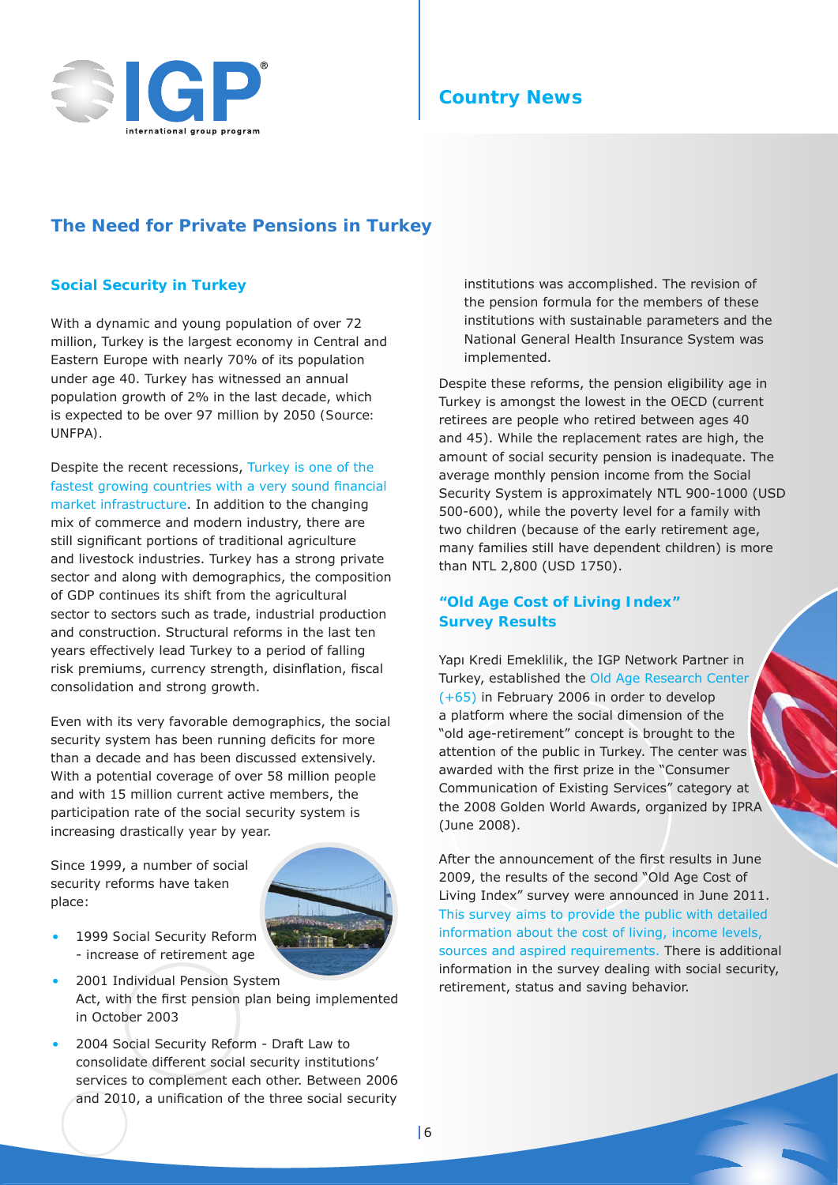## The Need for Private Pensions in Turkey

### Social Security in Turkey

With a dynamic and young population of over 72 million, Turkey is the largest economy in Central and Eastern Europe with nearly 70% of its population under age 40. Turkey has witnessed an annual population growth of 2% in the last decade, which is expected to be over 97 million by 2050 (Source: UNFPA).

Despite the recent recessions, Turkey is one of the fastest growing countries with a very sound financial market infrastructure. In addition to the changing mix of commerce and modern industry, there are still significant portions of traditional agriculture and livestock industries. Turkey has a strong private sector and along with demographics, the composition of GDP continues its shift from the agricultural sector to sectors such as trade, industrial production and construction. Structural reforms in the last ten years effectively lead Turkey to a period of falling risk premiums, currency strength, disinflation, fiscal consolidation and strong growth.

Even with its very favorable demographics, the social security system has been running deficits for more than a decade and has been discussed extensively. With a potential coverage of over 58 million people and with 15 million current active members, the participation rate of the social security system is increasing drastically year by year.

Since 1999, a number of social security reforms have taken place:

- 1999 Social Security Reform - increase of retirement age
- 2001 Individual Pension System Act, with the first pension plan being implemented in October 2003
- 2004 Social Security Reform - Draft Law to consolidate different social security institutions' services to complement each other. Between 2006 and 2010, a unification of the three social security institutions was accomplished. The revision of the pension formula for the members of these institutions with sustainable parameters and the National General Health Insurance System was implemented.

Despite these reforms, the pension eligibility age in Turkey is amongst the lowest in the OECD (current retirees are people who retired between ages 40 and 45). While the replacement rates are high, the amount of social security pension is inadequate. The average monthly pension income from the Social Security System is approximately NTL 900-1000 (USD 500-600), while the poverty level for a family with two children (because of the early retirement age, many families still have dependent children) is more than NTL 2,800 (USD 1750).

### "Old Age Cost of Living Index" Survey Results

Yapı Kredi Emeklilik, the IGP Network Partner in Turkey, established the Old Age Research Center (+65) in February 2006 in order to develop a platform where the social dimension of the "old age-retirement" concept is brought to the attention of the public in Turkey. The center was awarded with the first prize in the "Consumer Communication of Existing Services" category at the 2008 Golden World Awards, organized by IPRA (June 2008).

After the announcement of the first results in June 2009, the results of the second "Old Age Cost of Living Index" survey were announced in June 2011. This survey aims to provide the public with detailed information about the cost of living, income levels, sources and aspired requirements. There is additional information in the survey dealing with social security, retirement, status and saving behavior.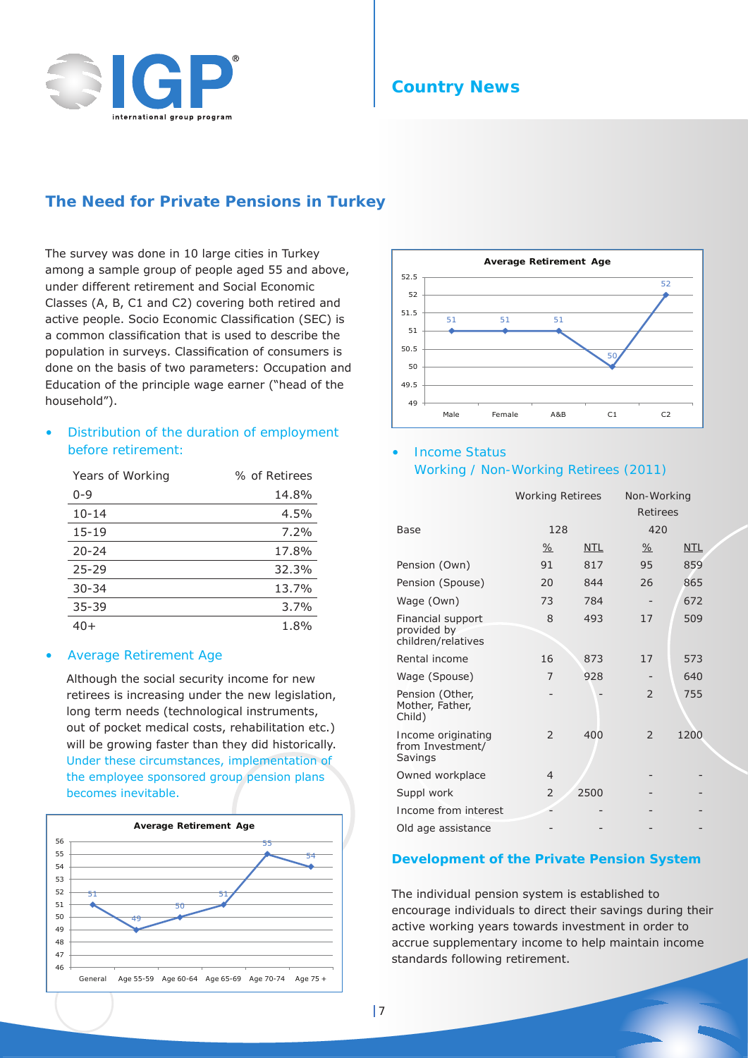Country News

## The Need for Private Pensions in Turkey

The survey was done in 10 large cities in Turkey among a sample group of people aged 55 and above, under different retirement and Social Economic Classes (A, B, C1 and C2) covering both retired and active people. Socio Economic Classification (SEC) is a common classification that is used to describe the population in surveys. Classification of consumers is done on the basis of two parameters: Occupation and Education of the principle wage earner ("head of the household").

- Distribution of the duration of employment before retirement:

| Years of Working | % of Retirees |
|---|---|
| 0-9 | 14.8% |
| 10-14 | 4.5% |
| 15-19 | 7.2% |
| 20-24 | 17.8% |
| 25-29 | 32.3% |
| 30-34 | 13.7% |
| 35-39 | 3.7% |
| 40+ | 1.8% |

- Average Retirement Age

Although the social security income for new retirees is increasing under the new legislation, long term needs (technological instruments, out of pocket medical costs, rehabilitation etc.) will be growing faster than they did historically. Under these circumstances, implementation of the employee sponsored group pension plans becomes inevitable.

**Average Retirement Age**

| General | Age 55-59 | Age 60-64 | Age 65-69 | Age 70-74 | Age 75 + |
|---|---|---|---|---|---|
| 51 | 49 | 50 | 51 | 55 | 54 |

**Average Retirement Age**

| Male | Female | A&B | C1 | C2 |
|---|---|---|---|---|
| 51 | 51 | 51 | 50 | 52 |

- Income Status
  Working / Non-Working Retirees (2011)

| | Working Retirees | | Non-Working Retirees | |
|---|---|---|---|---|
| Base | 128 | | 420 | |
| | % | NTL | % | NTL |
| Pension (Own) | 91 | 817 | 95 | 859 |
| Pension (Spouse) | 20 | 844 | 26 | 865 |
| Wage (Own) | 73 | 784 | - | 672 |
| Financial support provided by children/relatives | 8 | 493 | 17 | 509 |
| Rental income | 16 | 873 | 17 | 573 |
| Wage (Spouse) | 7 | 928 | - | 640 |
| Pension (Other, Mother, Father, Child) | - | - | 2 | 755 |
| Income originating from Investment/ Savings | 2 | 400 | 2 | 1200 |
| Owned workplace | 4 | | - | - |
| Suppl work | 2 | 2500 | - | - |
| Income from interest | - | - | - | - |
| Old age assistance | - | - | - | - |

### Development of the Private Pension System

The individual pension system is established to encourage individuals to direct their savings during their active working years towards investment in order to accrue supplementary income to help maintain income standards following retirement.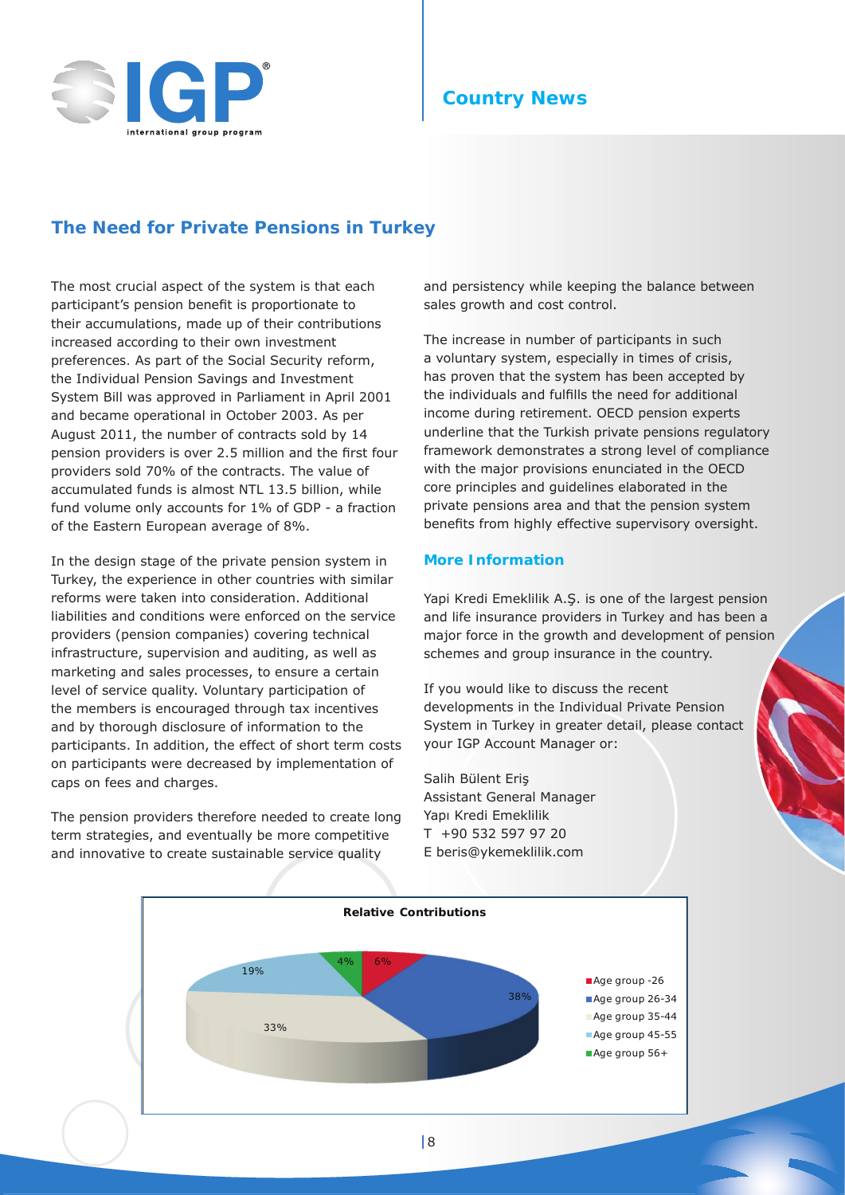## Country News

# The Need for Private Pensions in Turkey

The most crucial aspect of the system is that each participant's pension benefit is proportionate to their accumulations, made up of their contributions increased according to their own investment preferences. As part of the Social Security reform, the Individual Pension Savings and Investment System Bill was approved in Parliament in April 2001 and became operational in October 2003. As per August 2011, the number of contracts sold by 14 pension providers is over 2.5 million and the first four providers sold 70% of the contracts. The value of accumulated funds is almost NTL 13.5 billion, while fund volume only accounts for 1% of GDP - a fraction of the Eastern European average of 8%.

In the design stage of the private pension system in Turkey, the experience in other countries with similar reforms were taken into consideration. Additional liabilities and conditions were enforced on the service providers (pension companies) covering technical infrastructure, supervision and auditing, as well as marketing and sales processes, to ensure a certain level of service quality. Voluntary participation of the members is encouraged through tax incentives and by thorough disclosure of information to the participants. In addition, the effect of short term costs on participants were decreased by implementation of caps on fees and charges.

The pension providers therefore needed to create long term strategies, and eventually be more competitive and innovative to create sustainable service quality and persistency while keeping the balance between sales growth and cost control.

The increase in number of participants in such a voluntary system, especially in times of crisis, has proven that the system has been accepted by the individuals and fulfills the need for additional income during retirement. OECD pension experts underline that the Turkish private pensions regulatory framework demonstrates a strong level of compliance with the major provisions enunciated in the OECD core principles and guidelines elaborated in the private pensions area and that the pension system benefits from highly effective supervisory oversight.

## More Information

Yapi Kredi Emeklilik A.Ş. is one of the largest pension and life insurance providers in Turkey and has been a major force in the growth and development of pension schemes and group insurance in the country.

If you would like to discuss the recent developments in the Individual Private Pension System in Turkey in greater detail, please contact your IGP Account Manager or:

Salih Bülent Eriş
Assistant General Manager
Yapı Kredi Emeklilik
T +90 532 597 97 20
E beris@ykemeklilik.com

**Relative Contributions**

| Age group | Share |
| --- | --- |
| Age group -26 | 6% |
| Age group 26-34 | 38% |
| Age group 35-44 | 33% |
| Age group 45-55 | 19% |
| Age group 56+ | 4% |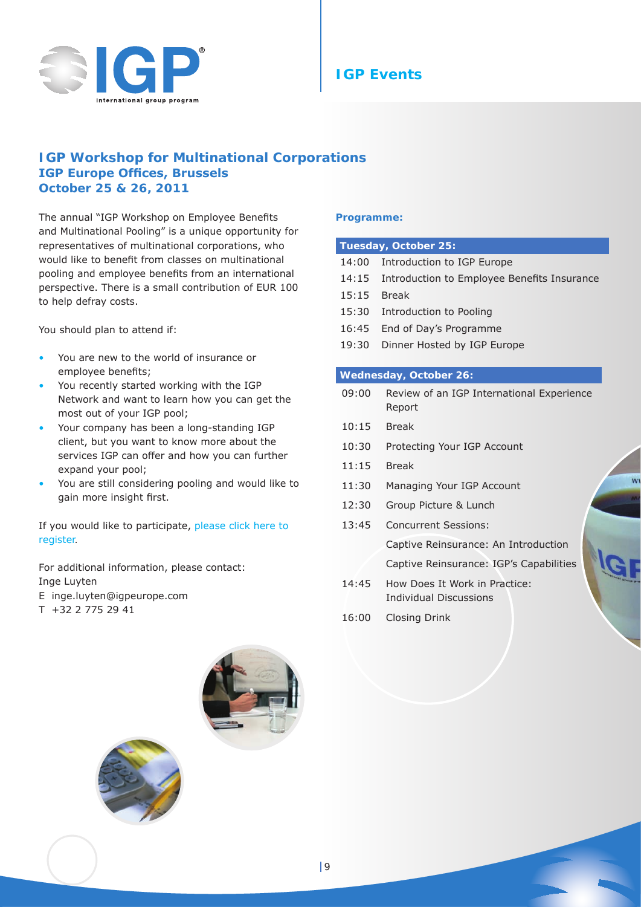# IGP Events

## IGP Workshop for Multinational Corporations

### IGP Europe Offices, Brussels

### October 25 & 26, 2011

The annual "IGP Workshop on Employee Benefits and Multinational Pooling" is a unique opportunity for representatives of multinational corporations, who would like to benefit from classes on multinational pooling and employee benefits from an international perspective. There is a small contribution of EUR 100 to help defray costs.

You should plan to attend if:

- You are new to the world of insurance or employee benefits;
- You recently started working with the IGP Network and want to learn how you can get the most out of your IGP pool;
- Your company has been a long-standing IGP client, but you want to know more about the services IGP can offer and how you can further expand your pool;
- You are still considering pooling and would like to gain more insight first.

If you would like to participate, please click here to register.

For additional information, please contact:
Inge Luyten
E inge.luyten@igpeurope.com
T +32 2 775 29 41

**Programme:**

| Tuesday, October 25: | |
|---|---|
| 14:00 | Introduction to IGP Europe |
| 14:15 | Introduction to Employee Benefits Insurance |
| 15:15 | Break |
| 15:30 | Introduction to Pooling |
| 16:45 | End of Day's Programme |
| 19:30 | Dinner Hosted by IGP Europe |

| Wednesday, October 26: | |
|---|---|
| 09:00 | Review of an IGP International Experience Report |
| 10:15 | Break |
| 10:30 | Protecting Your IGP Account |
| 11:15 | Break |
| 11:30 | Managing Your IGP Account |
| 12:30 | Group Picture & Lunch |
| 13:45 | Concurrent Sessions: |
| | Captive Reinsurance: An Introduction |
| | Captive Reinsurance: IGP's Capabilities |
| 14:45 | How Does It Work in Practice: Individual Discussions |
| 16:00 | Closing Drink |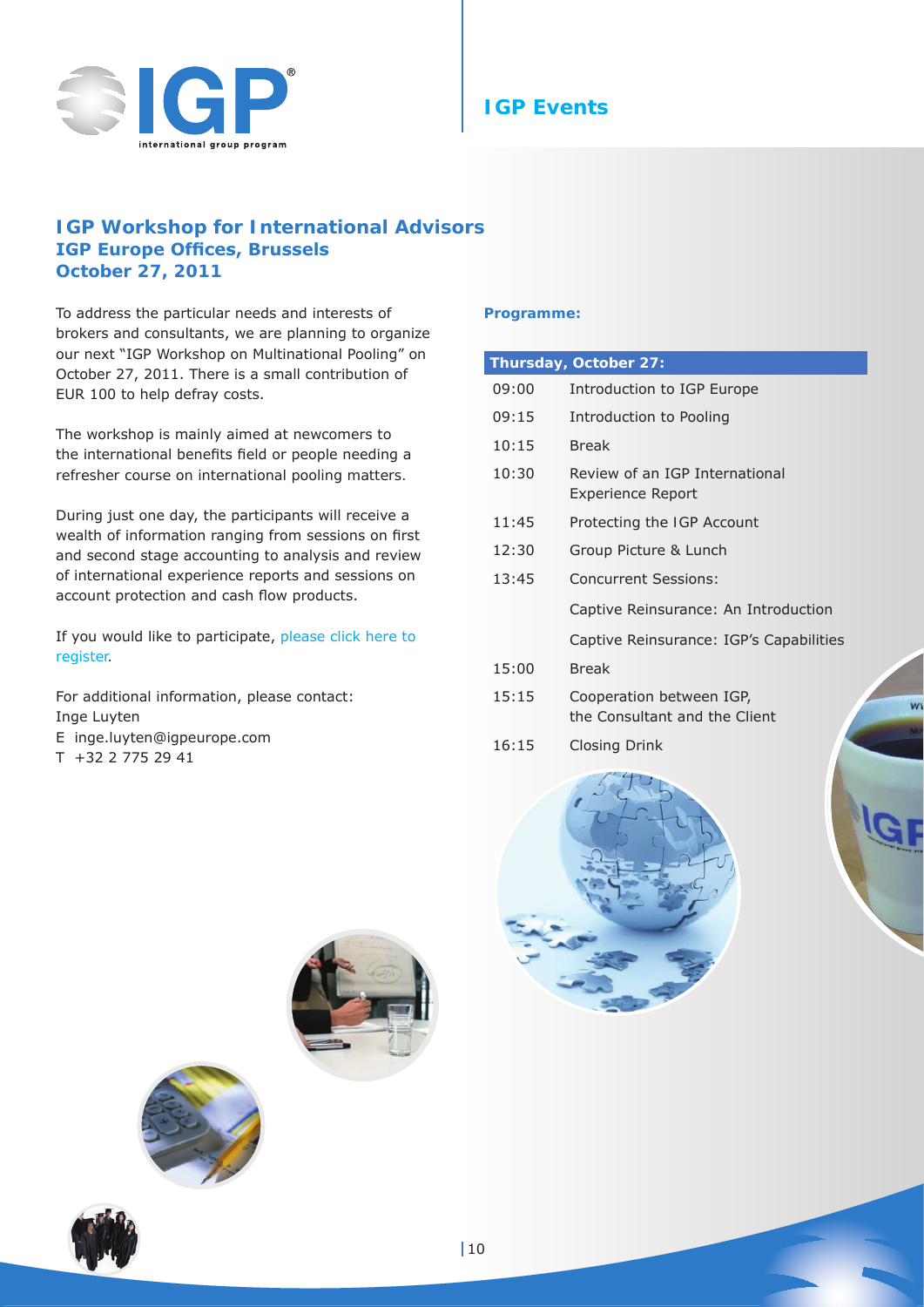# IGP Events

## IGP Workshop for International Advisors
### IGP Europe Offices, Brussels
### October 27, 2011

To address the particular needs and interests of brokers and consultants, we are planning to organize our next "IGP Workshop on Multinational Pooling" on October 27, 2011. There is a small contribution of EUR 100 to help defray costs.

The workshop is mainly aimed at newcomers to the international benefits field or people needing a refresher course on international pooling matters.

During just one day, the participants will receive a wealth of information ranging from sessions on first and second stage accounting to analysis and review of international experience reports and sessions on account protection and cash flow products.

If you would like to participate, please click here to register.

For additional information, please contact:
Inge Luyten
E inge.luyten@igpeurope.com
T +32 2 775 29 41

**Programme:**

| Thursday, October 27: | |
|---|---|
| 09:00 | Introduction to IGP Europe |
| 09:15 | Introduction to Pooling |
| 10:15 | Break |
| 10:30 | Review of an IGP International Experience Report |
| 11:45 | Protecting the IGP Account |
| 12:30 | Group Picture & Lunch |
| 13:45 | Concurrent Sessions: |
| | Captive Reinsurance: An Introduction |
| | Captive Reinsurance: IGP's Capabilities |
| 15:00 | Break |
| 15:15 | Cooperation between IGP, the Consultant and the Client |
| 16:15 | Closing Drink |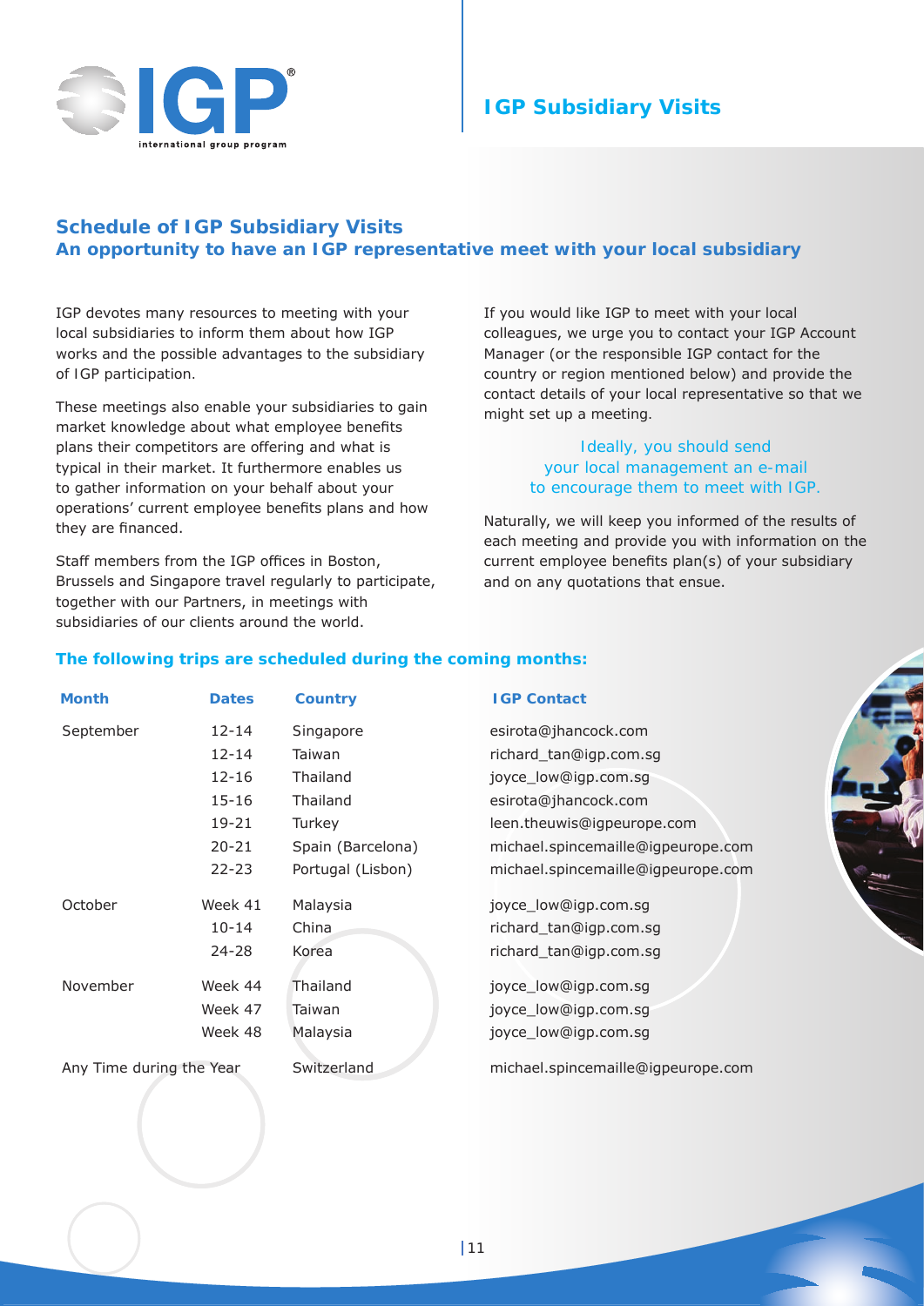# IGP Subsidiary Visits

## Schedule of IGP Subsidiary Visits

### An opportunity to have an IGP representative meet with your local subsidiary

IGP devotes many resources to meeting with your local subsidiaries to inform them about how IGP works and the possible advantages to the subsidiary of IGP participation.

These meetings also enable your subsidiaries to gain market knowledge about what employee benefits plans their competitors are offering and what is typical in their market. It furthermore enables us to gather information on your behalf about your operations' current employee benefits plans and how they are financed.

Staff members from the IGP offices in Boston, Brussels and Singapore travel regularly to participate, together with our Partners, in meetings with subsidiaries of our clients around the world.

If you would like IGP to meet with your local colleagues, we urge you to contact your IGP Account Manager (or the responsible IGP contact for the country or region mentioned below) and provide the contact details of your local representative so that we might set up a meeting.

Ideally, you should send your local management an e-mail to encourage them to meet with IGP.

Naturally, we will keep you informed of the results of each meeting and provide you with information on the current employee benefits plan(s) of your subsidiary and on any quotations that ensue.

**The following trips are scheduled during the coming months:**

| Month | Dates | Country | IGP Contact |
|---|---|---|---|
| September | 12-14 | Singapore | esirota@jhancock.com |
| | 12-14 | Taiwan | richard_tan@igp.com.sg |
| | 12-16 | Thailand | joyce_low@igp.com.sg |
| | 15-16 | Thailand | esirota@jhancock.com |
| | 19-21 | Turkey | leen.theuwis@igpeurope.com |
| | 20-21 | Spain (Barcelona) | michael.spincemaille@igpeurope.com |
| | 22-23 | Portugal (Lisbon) | michael.spincemaille@igpeurope.com |
| October | Week 41 | Malaysia | joyce_low@igp.com.sg |
| | 10-14 | China | richard_tan@igp.com.sg |
| | 24-28 | Korea | richard_tan@igp.com.sg |
| November | Week 44 | Thailand | joyce_low@igp.com.sg |
| | Week 47 | Taiwan | joyce_low@igp.com.sg |
| | Week 48 | Malaysia | joyce_low@igp.com.sg |
| Any Time during the Year | | Switzerland | michael.spincemaille@igpeurope.com |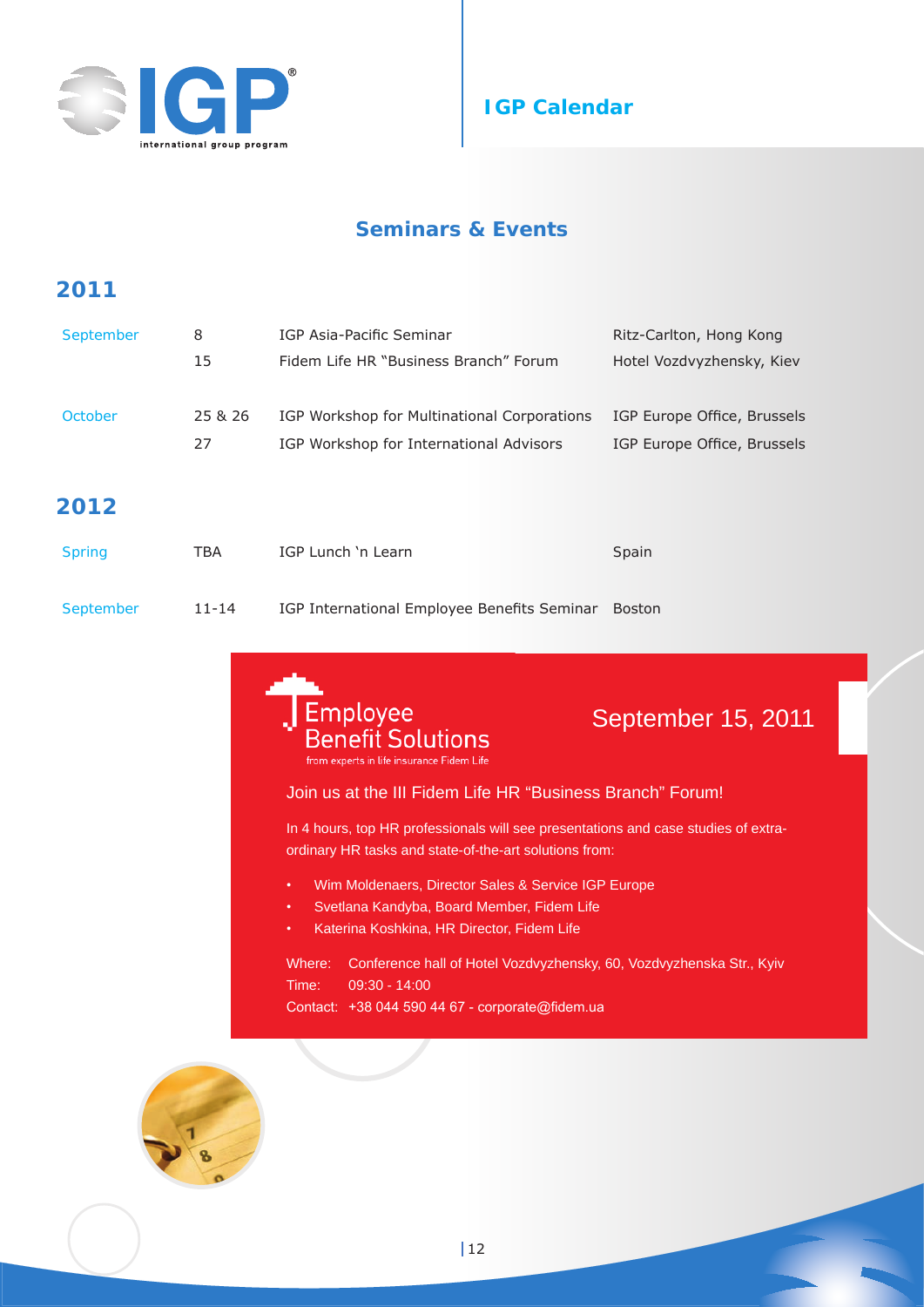# IGP Calendar

## Seminars & Events

### 2011

| | | | |
|---|---|---|---|
| September | 8 | IGP Asia-Pacific Seminar | Ritz-Carlton, Hong Kong |
| | 15 | Fidem Life HR "Business Branch" Forum | Hotel Vozdvyzhensky, Kiev |
| October | 25 & 26 | IGP Workshop for Multinational Corporations | IGP Europe Office, Brussels |
| | 27 | IGP Workshop for International Advisors | IGP Europe Office, Brussels |

### 2012

| | | | |
|---|---|---|---|
| Spring | TBA | IGP Lunch 'n Learn | Spain |
| September | 11-14 | IGP International Employee Benefits Seminar | Boston |

Employee Benefit Solutions
from experts in life insurance Fidem Life

September 15, 2011

Join us at the III Fidem Life HR "Business Branch" Forum!

In 4 hours, top HR professionals will see presentations and case studies of extra-ordinary HR tasks and state-of-the-art solutions from:

- Wim Moldenaers, Director Sales & Service IGP Europe
- Svetlana Kandyba, Board Member, Fidem Life
- Katerina Koshkina, HR Director, Fidem Life

Where: Conference hall of Hotel Vozdvyzhensky, 60, Vozdvyzhenska Str., Kyiv
Time: 09:30 - 14:00
Contact: +38 044 590 44 67 - corporate@fidem.ua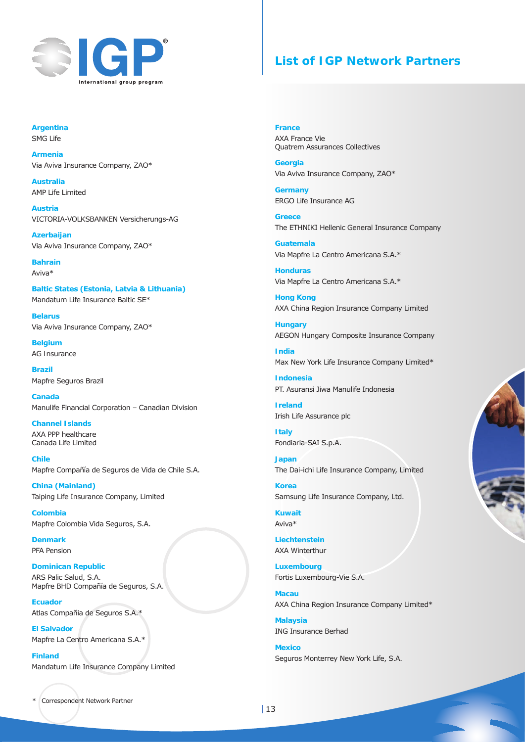## List of IGP Network Partners

**Argentina**
SMG Life

**Armenia**
Via Aviva Insurance Company, ZAO*

**Australia**
AMP Life Limited

**Austria**
VICTORIA-VOLKSBANKEN Versicherungs-AG

**Azerbaijan**
Via Aviva Insurance Company, ZAO*

**Bahrain**
Aviva*

**Baltic States (Estonia, Latvia & Lithuania)**
Mandatum Life Insurance Baltic SE*

**Belarus**
Via Aviva Insurance Company, ZAO*

**Belgium**
AG Insurance

**Brazil**
Mapfre Seguros Brazil

**Canada**
Manulife Financial Corporation – Canadian Division

**Channel Islands**
AXA PPP healthcare
Canada Life Limited

**Chile**
Mapfre Compañía de Seguros de Vida de Chile S.A.

**China (Mainland)**
Taiping Life Insurance Company, Limited

**Colombia**
Mapfre Colombia Vida Seguros, S.A.

**Denmark**
PFA Pension

**Dominican Republic**
ARS Palic Salud, S.A.
Mapfre BHD Compañía de Seguros, S.A.

**Ecuador**
Atlas Compañia de Seguros S.A.*

**El Salvador**
Mapfre La Centro Americana S.A.*

**Finland**
Mandatum Life Insurance Company Limited

**France**
AXA France Vie
Quatrem Assurances Collectives

**Georgia**
Via Aviva Insurance Company, ZAO*

**Germany**
ERGO Life Insurance AG

**Greece**
The ETHNIKI Hellenic General Insurance Company

**Guatemala**
Via Mapfre La Centro Americana S.A.*

**Honduras**
Via Mapfre La Centro Americana S.A.*

**Hong Kong**
AXA China Region Insurance Company Limited

**Hungary**
AEGON Hungary Composite Insurance Company

**India**
Max New York Life Insurance Company Limited*

**Indonesia**
PT. Asuransi Jiwa Manulife Indonesia

**Ireland**
Irish Life Assurance plc

**Italy**
Fondiaria-SAI S.p.A.

**Japan**
The Dai-ichi Life Insurance Company, Limited

**Korea**
Samsung Life Insurance Company, Ltd.

**Kuwait**
Aviva*

**Liechtenstein**
AXA Winterthur

**Luxembourg**
Fortis Luxembourg-Vie S.A.

**Macau**
AXA China Region Insurance Company Limited*

**Malaysia**
ING Insurance Berhad

**Mexico**
Seguros Monterrey New York Life, S.A.

\* Correspondent Network Partner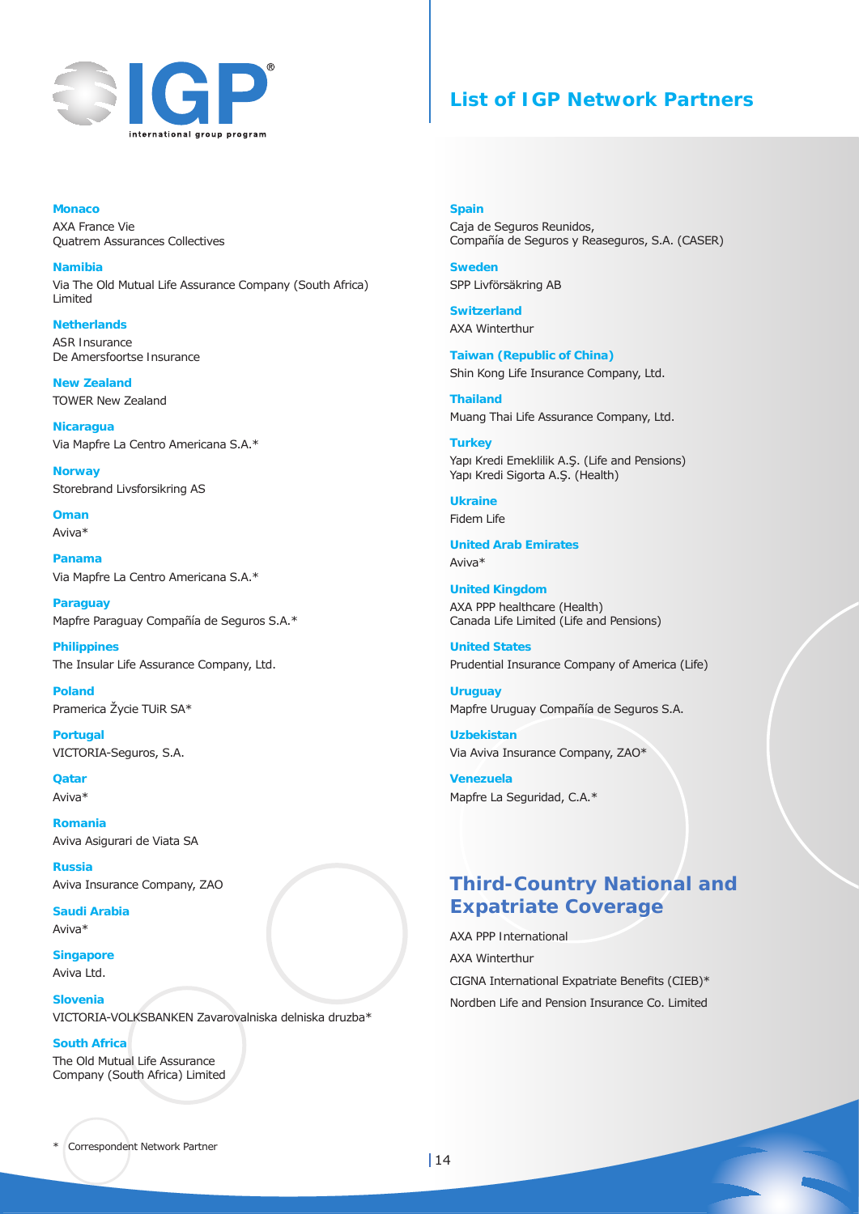# List of IGP Network Partners

**Monaco**
AXA France Vie
Quatrem Assurances Collectives

**Namibia**
Via The Old Mutual Life Assurance Company (South Africa) Limited

**Netherlands**
ASR Insurance
De Amersfoortse Insurance

**New Zealand**
TOWER New Zealand

**Nicaragua**
Via Mapfre La Centro Americana S.A.*

**Norway**
Storebrand Livsforsikring AS

**Oman**
Aviva*

**Panama**
Via Mapfre La Centro Americana S.A.*

**Paraguay**
Mapfre Paraguay Compañía de Seguros S.A.*

**Philippines**
The Insular Life Assurance Company, Ltd.

**Poland**
Pramerica Życie TUiR SA*

**Portugal**
VICTORIA-Seguros, S.A.

**Qatar**
Aviva*

**Romania**
Aviva Asigurari de Viata SA

**Russia**
Aviva Insurance Company, ZAO

**Saudi Arabia**
Aviva*

**Singapore**
Aviva Ltd.

**Slovenia**
VICTORIA-VOLKSBANKEN Zavarovalniska delniska druzba*

**South Africa**
The Old Mutual Life Assurance Company (South Africa) Limited

**Spain**
Caja de Seguros Reunidos,
Compañía de Seguros y Reaseguros, S.A. (CASER)

**Sweden**
SPP Livförsäkring AB

**Switzerland**
AXA Winterthur

**Taiwan (Republic of China)**
Shin Kong Life Insurance Company, Ltd.

**Thailand**
Muang Thai Life Assurance Company, Ltd.

**Turkey**
Yapı Kredi Emeklilik A.Ş. (Life and Pensions)
Yapı Kredi Sigorta A.Ş. (Health)

**Ukraine**
Fidem Life

**United Arab Emirates**
Aviva*

**United Kingdom**
AXA PPP healthcare (Health)
Canada Life Limited (Life and Pensions)

**United States**
Prudential Insurance Company of America (Life)

**Uruguay**
Mapfre Uruguay Compañía de Seguros S.A.

**Uzbekistan**
Via Aviva Insurance Company, ZAO*

**Venezuela**
Mapfre La Seguridad, C.A.*

## Third-Country National and Expatriate Coverage

AXA PPP International

AXA Winterthur

CIGNA International Expatriate Benefits (CIEB)*

Nordben Life and Pension Insurance Co. Limited

\* Correspondent Network Partner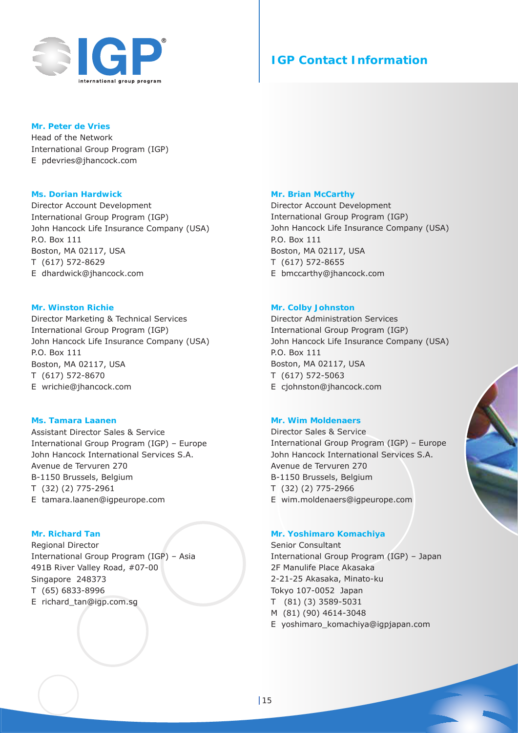IGP international group program

# IGP Contact Information

**Mr. Peter de Vries**
Head of the Network
International Group Program (IGP)
E pdevries@jhancock.com

**Ms. Dorian Hardwick**
Director Account Development
International Group Program (IGP)
John Hancock Life Insurance Company (USA)
P.O. Box 111
Boston, MA 02117, USA
T (617) 572-8629
E dhardwick@jhancock.com

**Mr. Brian McCarthy**
Director Account Development
International Group Program (IGP)
John Hancock Life Insurance Company (USA)
P.O. Box 111
Boston, MA 02117, USA
T (617) 572-8655
E bmccarthy@jhancock.com

**Mr. Winston Richie**
Director Marketing & Technical Services
International Group Program (IGP)
John Hancock Life Insurance Company (USA)
P.O. Box 111
Boston, MA 02117, USA
T (617) 572-8670
E wrichie@jhancock.com

**Mr. Colby Johnston**
Director Administration Services
International Group Program (IGP)
John Hancock Life Insurance Company (USA)
P.O. Box 111
Boston, MA 02117, USA
T (617) 572-5063
E cjohnston@jhancock.com

**Ms. Tamara Laanen**
Assistant Director Sales & Service
International Group Program (IGP) – Europe
John Hancock International Services S.A.
Avenue de Tervuren 270
B-1150 Brussels, Belgium
T (32) (2) 775-2961
E tamara.laanen@igpeurope.com

**Mr. Wim Moldenaers**
Director Sales & Service
International Group Program (IGP) – Europe
John Hancock International Services S.A.
Avenue de Tervuren 270
B-1150 Brussels, Belgium
T (32) (2) 775-2966
E wim.moldenaers@igpeurope.com

**Mr. Richard Tan**
Regional Director
International Group Program (IGP) – Asia
491B River Valley Road, #07-00
Singapore 248373
T (65) 6833-8996
E richard_tan@igp.com.sg

**Mr. Yoshimaro Komachiya**
Senior Consultant
International Group Program (IGP) – Japan
2F Manulife Place Akasaka
2-21-25 Akasaka, Minato-ku
Tokyo 107-0052 Japan
T (81) (3) 3589-5031
M (81) (90) 4614-3048
E yoshimaro_komachiya@igpjapan.com